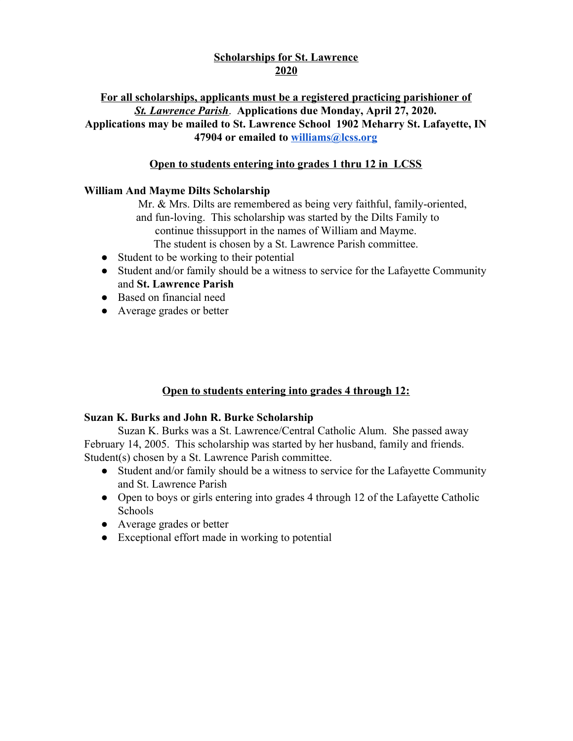**Scholarships for St. Lawrence**
**2020**

**For all scholarships, applicants must be a registered practicing parishioner of *St. Lawrence Parish*. Applications due Monday, April 27, 2020. Applications may be mailed to St. Lawrence School 1902 Meharry St. Lafayette, IN 47904 or emailed to williams@lcss.org**

**Open to students entering into grades 1 thru 12 in LCSS**

**William And Mayme Dilts Scholarship**

Mr. & Mrs. Dilts are remembered as being very faithful, family-oriented, and fun-loving. This scholarship was started by the Dilts Family to continue thissupport in the names of William and Mayme. The student is chosen by a St. Lawrence Parish committee.

- Student to be working to their potential
- Student and/or family should be a witness to service for the Lafayette Community and **St. Lawrence Parish**
- Based on financial need
- Average grades or better

**Open to students entering into grades 4 through 12:**

**Suzan K. Burks and John R. Burke Scholarship**

Suzan K. Burks was a St. Lawrence/Central Catholic Alum. She passed away February 14, 2005. This scholarship was started by her husband, family and friends. Student(s) chosen by a St. Lawrence Parish committee.

- Student and/or family should be a witness to service for the Lafayette Community and St. Lawrence Parish
- Open to boys or girls entering into grades 4 through 12 of the Lafayette Catholic Schools
- Average grades or better
- Exceptional effort made in working to potential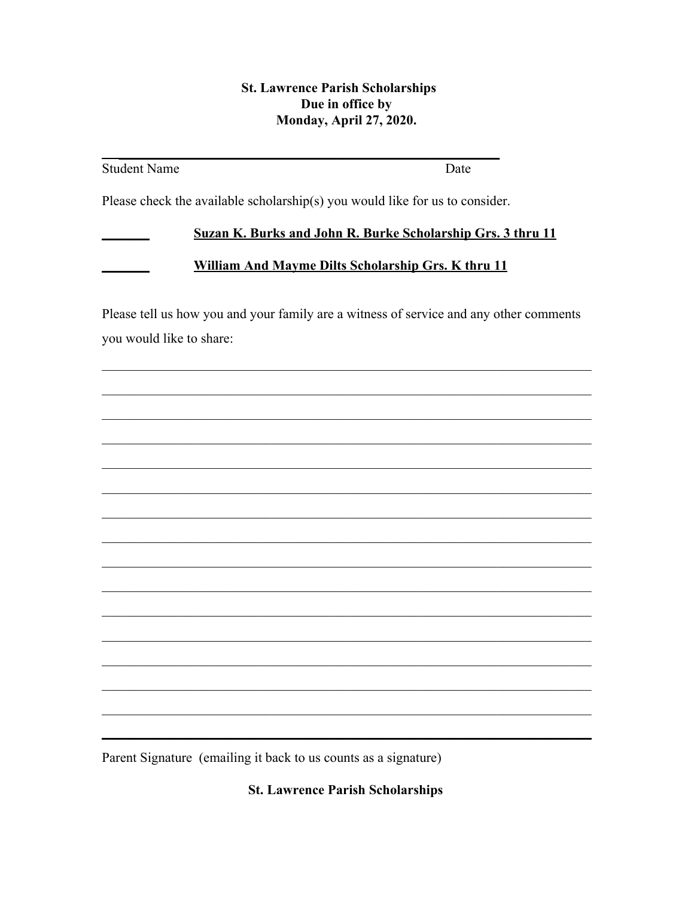**St. Lawrence Parish Scholarships**
**Due in office by**
**Monday, April 27, 2020.**

______________________________________________________________

Student Name                                                                                    Date

Please check the available scholarship(s) you would like for us to consider.

_______ **Suzan K. Burks and John R. Burke Scholarship Grs. 3 thru 11**

_______ **William And Mayme Dilts Scholarship Grs. K thru 11**

Please tell us how you and your family are a witness of service and any other comments you would like to share:

______________________________________________________________

______________________________________________________________

______________________________________________________________

______________________________________________________________

______________________________________________________________

______________________________________________________________

______________________________________________________________

______________________________________________________________

______________________________________________________________

______________________________________________________________

______________________________________________________________

______________________________________________________________

______________________________________________________________

______________________________________________________________

______________________________________________________________

______________________________________________________________

Parent Signature (emailing it back to us counts as a signature)

**St. Lawrence Parish Scholarships**